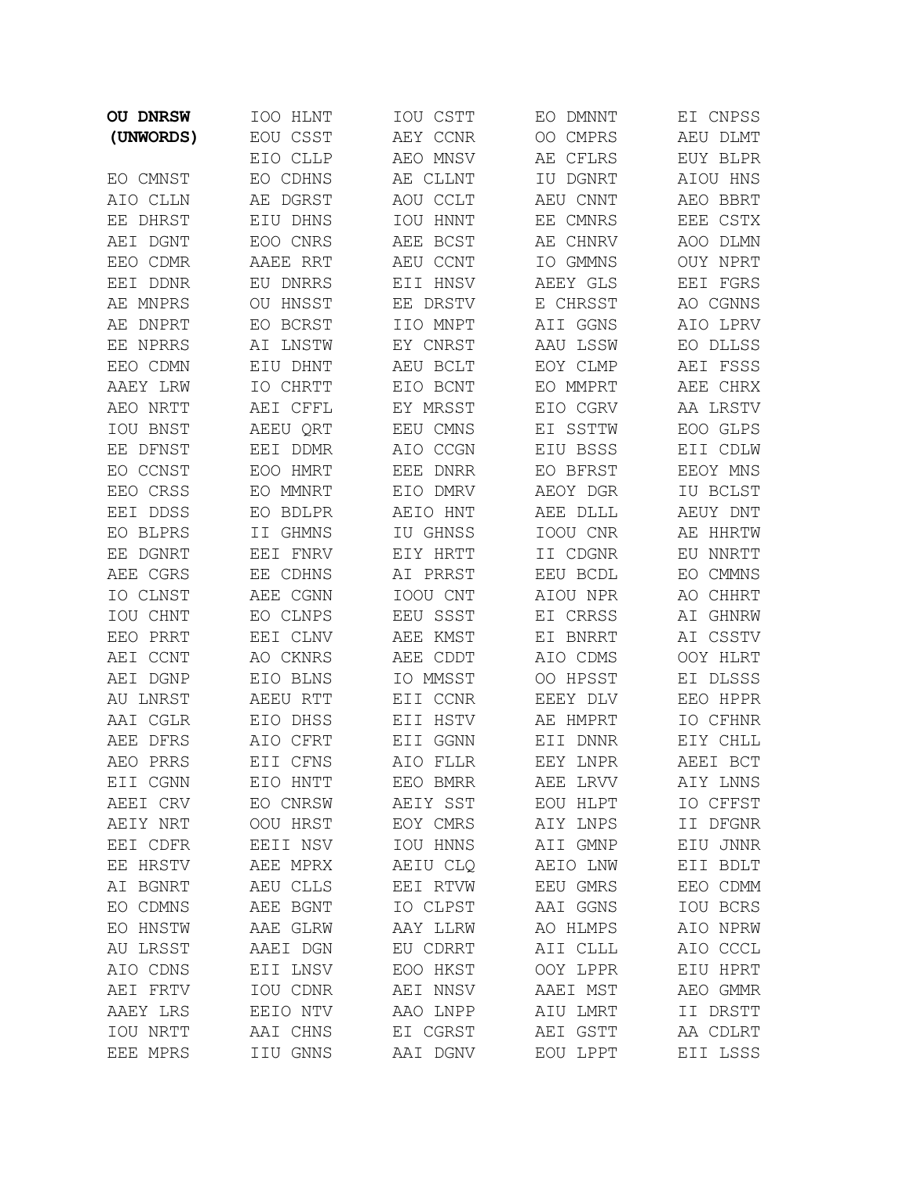**OU DNRSW (UNWORDS)**

EO CMNST
AIO CLLN
EE DHRST
AEI DGNT
EEO CDMR
EEI DDNR
AE MNPRS
AE DNPRT
EE NPRRS
EEO CDMN
AAEY LRW
AEO NRTT
IOU BNST
EE DFNST
EO CCNST
EEO CRSS
EEI DDSS
EO BLPRS
EE DGNRT
AEE CGRS
IO CLNST
IOU CHNT
EEO PRRT
AEI CCNT
AEI DGNP
AU LNRST
AAI CGLR
AEE DFRS
AEO PRRS
EII CGNN
AEEI CRV
AEIY NRT
EEI CDFR
EE HRSTV
AI BGNRT
EO CDMNS
EO HNSTW
AU LRSST
AIO CDNS
AEI FRTV
AAEY LRS
IOU NRTT
EEE MPRS

IOO HLNT
EOU CSST
EIO CLLP
EO CDHNS
AE DGRST
EIU DHNS
EOO CNRS
AAEE RRT
EU DNRRS
OU HNSST
EO BCRST
AI LNSTW
EIU DHNT
IO CHRTT
AEI CFFL
AEEU QRT
EEI DDMR
EOO HMRT
EO MMNRT
EO BDLPR
II GHMNS
EEI FNRV
EE CDHNS
AEE CGNN
EO CLNPS
EEI CLNV
AO CKNRS
EIO BLNS
AEEU RTT
EIO DHSS
AIO CFRT
EII CFNS
EIO HNTT
EO CNRSW
OOU HRST
EEII NSV
AEE MPRX
AEU CLLS
AEE BGNT
AAE GLRW
AAEI DGN
EII LNSV
IOU CDNR
EEIO NTV
AAI CHNS
IIU GNNS

IOU CSTT
AEY CCNR
AEO MNSV
AE CLLNT
AOU CCLT
IOU HNNT
AEE BCST
AEU CCNT
EII HNSV
EE DRSTV
IIO MNPT
EY CNRST
AEU BCLT
EIO BCNT
EY MRSST
EEU CMNS
AIO CCGN
EEE DNRR
EIO DMRV
AEIO HNT
IU GHNSS
EIY HRTT
AI PRRST
IOOU CNT
EEU SSST
AEE KMST
AEE CDDT
IO MMSST
EII CCNR
EII HSTV
EII GGNN
AIO FLLR
EEO BMRR
AEIY SST
EOY CMRS
IOU HNNS
AEIU CLQ
EEI RTVW
IO CLPST
AAY LLRW
EU CDRRT
EOO HKST
AEI NNSV
AAO LNPP
EI CGRST
AAI DGNV

EO DMNNT
OO CMPRS
AE CFLRS
IU DGNRT
AEU CNNT
EE CMNRS
AE CHNRV
IO GMMNS
AEEY GLS
E CHRSST
AII GGNS
AAU LSSW
EOY CLMP
EO MMPRT
EIO CGRV
EI SSTTW
EIU BSSS
EO BFRST
AEOY DGR
AEE DLLL
IOOU CNR
II CDGNR
EEU BCDL
AIOU NPR
EI CRRSS
EI BNRRT
AIO CDMS
OO HPSST
EEEY DLV
AE HMPRT
EII DNNR
EEY LNPR
AEE LRVV
EOU HLPT
AIY LNPS
AII GMNP
AEIO LNW
EEU GMRS
AAI GGNS
AO HLMPS
AII CLLL
OOY LPPR
AAEI MST
AIU LMRT
AEI GSTT
EOU LPPT

EI CNPSS
AEU DLMT
EUY BLPR
AIOU HNS
AEO BBRT
EEE CSTX
AOO DLMN
OUY NPRT
EEI FGRS
AO CGNNS
AIO LPRV
EO DLLSS
AEI FSSS
AEE CHRX
AA LRSTV
EOO GLPS
EII CDLW
EEOY MNS
IU BCLST
AEUY DNT
AE HHRTW
EU NNRTT
EO CMMNS
AO CHHRT
AI GHNRW
AI CSSTV
OOY HLRT
EI DLSSS
EEO HPPR
IO CFHNR
EIY CHLL
AEEI BCT
AIY LNNS
IO CFFST
II DFGNR
EIU JNNR
EII BDLT
EEO CDMM
IOU BCRS
AIO NPRW
AIO CCCL
EIU HPRT
AEO GMMR
II DRSTT
AA CDLRT
EII LSSS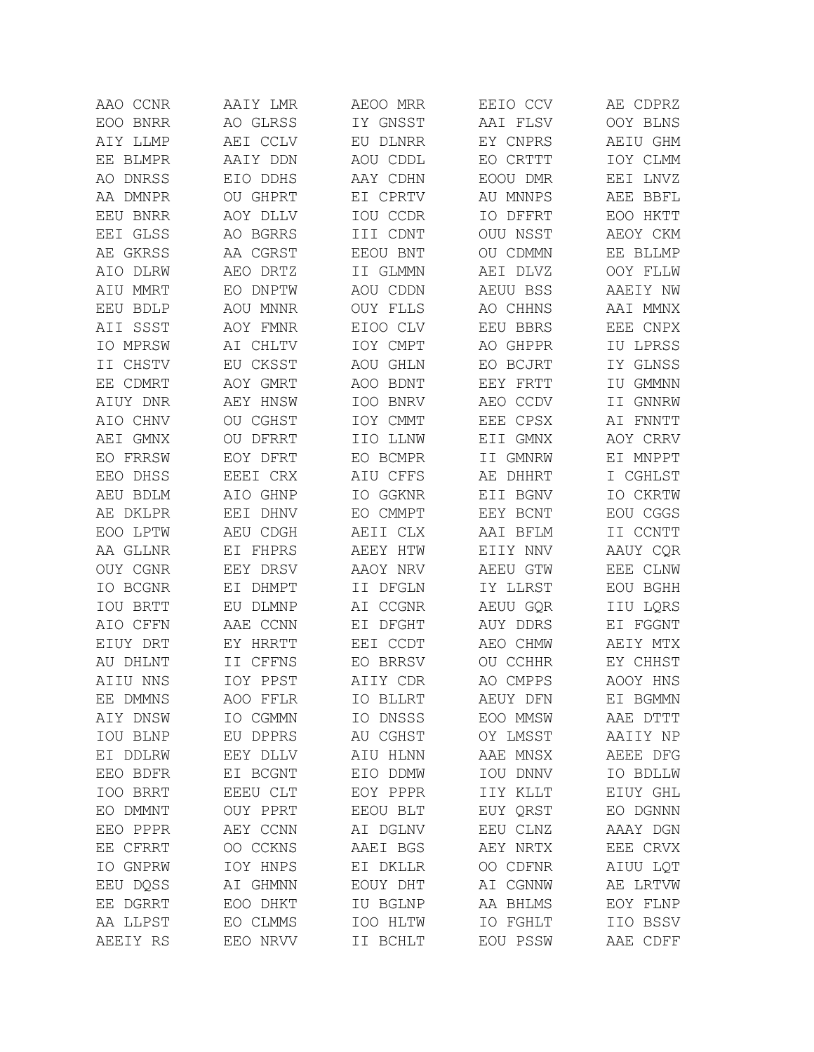| | | | | |
|---|---|---|---|---|
| AAO CCNR | AAIY LMR | AEOO MRR | EEIO CCV | AE CDPRZ |
| EOO BNRR | AO GLRSS | IY GNSST | AAI FLSV | OOY BLNS |
| AIY LLMP | AEI CCLV | EU DLNRR | EY CNPRS | AEIU GHM |
| EE BLMPR | AAIY DDN | AOU CDDL | EO CRTTT | IOY CLMM |
| AO DNRSS | EIO DDHS | AAY CDHN | EOOU DMR | EEI LNVZ |
| AA DMNPR | OU GHPRT | EI CPRTV | AU MNNPS | AEE BBFL |
| EEU BNRR | AOY DLLV | IOU CCDR | IO DFFRT | EOO HKTT |
| EEI GLSS | AO BGRRS | III CDNT | OUU NSST | AEOY CKM |
| AE GKRSS | AA CGRST | EEOU BNT | OU CDMMN | EE BLLMP |
| AIO DLRW | AEO DRTZ | II GLMMN | AEI DLVZ | OOY FLLW |
| AIU MMRT | EO DNPTW | AOU CDDN | AEUU BSS | AAEIY NW |
| EEU BDLP | AOU MNNR | OUY FLLS | AO CHHNS | AAI MMNX |
| AII SSST | AOY FMNR | EIOO CLV | EEU BBRS | EEE CNPX |
| IO MPRSW | AI CHLTV | IOY CMPT | AO GHPPR | IU LPRSS |
| II CHSTV | EU CKSST | AOU GHLN | EO BCJRT | IY GLNSS |
| EE CDMRT | AOY GMRT | AOO BDNT | EEY FRTT | IU GMMNN |
| AIUY DNR | AEY HNSW | IOO BNRV | AEO CCDV | II GNNRW |
| AIO CHNV | OU CGHST | IOY CMMT | EEE CPSX | AI FNNTT |
| AEI GMNX | OU DFRRT | IIO LLNW | EII GMNX | AOY CRRV |
| EO FRRSW | EOY DFRT | EO BCMPR | II GMNRW | EI MNPPT |
| EEO DHSS | EEEI CRX | AIU CFFS | AE DHHRT | I CGHLST |
| AEU BDLM | AIO GHNP | IO GGKNR | EII BGNV | IO CKRTW |
| AE DKLPR | EEI DHNV | EO CMMPT | EEY BCNT | EOU CGGS |
| EOO LPTW | AEU CDGH | AEII CLX | AAI BFLM | II CCNTT |
| AA GLLNR | EI FHPRS | AEEY HTW | EIIY NNV | AAUY CQR |
| OUY CGNR | EEY DRSV | AAOY NRV | AEEU GTW | EEE CLNW |
| IO BCGNR | EI DHMPT | II DFGLN | IY LLRST | EOU BGHH |
| IOU BRTT | EU DLMNP | AI CCGNR | AEUU GQR | IIU LQRS |
| AIO CFFN | AAE CCNN | EI DFGHT | AUY DDRS | EI FGGNT |
| EIUY DRT | EY HRRTT | EEI CCDT | AEO CHMW | AEIY MTX |
| AU DHLNT | II CFFNS | EO BRRSV | OU CCHHR | EY CHHST |
| AIIU NNS | IOY PPST | AIIY CDR | AO CMPPS | AOOY HNS |
| EE DMMNS | AOO FFLR | IO BLLRT | AEUY DFN | EI BGMMN |
| AIY DNSW | IO CGMMN | IO DNSSS | EOO MMSW | AAE DTTT |
| IOU BLNP | EU DPPRS | AU CGHST | OY LMSST | AAIIY NP |
| EI DDLRW | EEY DLLV | AIU HLNN | AAE MNSX | AEEE DFG |
| EEO BDFR | EI BCGNT | EIO DDMW | IOU DNNV | IO BDLLW |
| IOO BRRT | EEEU CLT | EOY PPPR | IIY KLLT | EIUY GHL |
| EO DMMNT | OUY PPRT | EEOU BLT | EUY QRST | EO DGNNN |
| EEO PPPR | AEY CCNN | AI DGLNV | EEU CLNZ | AAAY DGN |
| EE CFRRT | OO CCKNS | AAEI BGS | AEY NRTX | EEE CRVX |
| IO GNPRW | IOY HNPS | EI DKLLR | OO CDFNR | AIUU LQT |
| EEU DQSS | AI GHMNN | EOUY DHT | AI CGNNW | AE LRTVW |
| EE DGRRT | EOO DHKT | IU BGLNP | AA BHLMS | EOY FLNP |
| AA LLPST | EO CLMMS | IOO HLTW | IO FGHLT | IIO BSSV |
| AEEIY RS | EEO NRVV | II BCHLT | EOU PSSW | AAE CDFF |